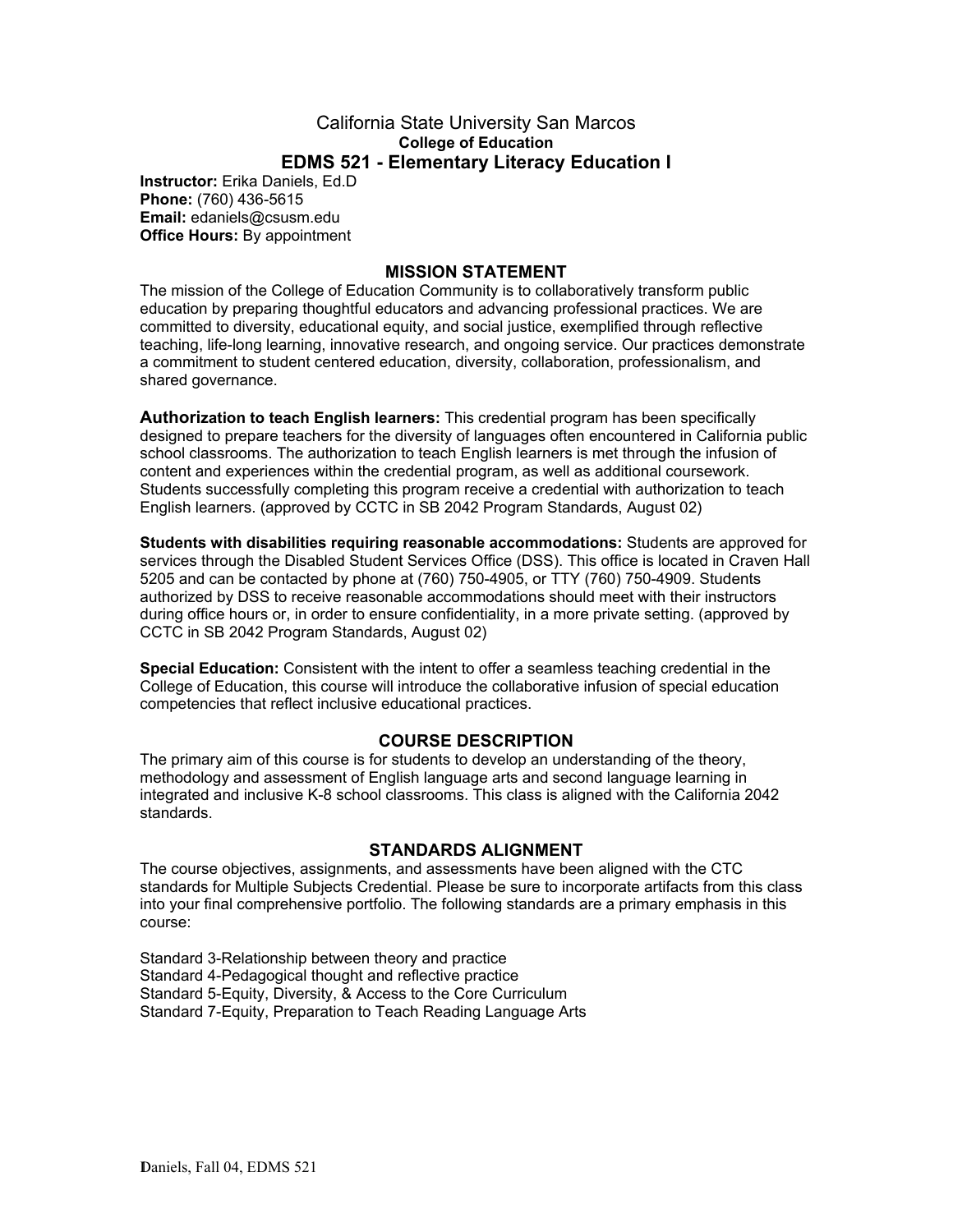# California State University San Marcos

## College of Education

## EDMS 521 - Elementary Literacy Education I

**Instructor:** Erika Daniels, Ed.D
**Phone:** (760) 436-5615
**Email:** edaniels@csusm.edu
**Office Hours:** By appointment

### MISSION STATEMENT

The mission of the College of Education Community is to collaboratively transform public education by preparing thoughtful educators and advancing professional practices. We are committed to diversity, educational equity, and social justice, exemplified through reflective teaching, life-long learning, innovative research, and ongoing service. Our practices demonstrate a commitment to student centered education, diversity, collaboration, professionalism, and shared governance.

**Authorization to teach English learners:** This credential program has been specifically designed to prepare teachers for the diversity of languages often encountered in California public school classrooms. The authorization to teach English learners is met through the infusion of content and experiences within the credential program, as well as additional coursework. Students successfully completing this program receive a credential with authorization to teach English learners. (approved by CCTC in SB 2042 Program Standards, August 02)

**Students with disabilities requiring reasonable accommodations:** Students are approved for services through the Disabled Student Services Office (DSS). This office is located in Craven Hall 5205 and can be contacted by phone at (760) 750-4905, or TTY (760) 750-4909. Students authorized by DSS to receive reasonable accommodations should meet with their instructors during office hours or, in order to ensure confidentiality, in a more private setting. (approved by CCTC in SB 2042 Program Standards, August 02)

**Special Education:** Consistent with the intent to offer a seamless teaching credential in the College of Education, this course will introduce the collaborative infusion of special education competencies that reflect inclusive educational practices.

### COURSE DESCRIPTION

The primary aim of this course is for students to develop an understanding of the theory, methodology and assessment of English language arts and second language learning in integrated and inclusive K-8 school classrooms. This class is aligned with the California 2042 standards.

### STANDARDS ALIGNMENT

The course objectives, assignments, and assessments have been aligned with the CTC standards for Multiple Subjects Credential. Please be sure to incorporate artifacts from this class into your final comprehensive portfolio. The following standards are a primary emphasis in this course:

Standard 3-Relationship between theory and practice
Standard 4-Pedagogical thought and reflective practice
Standard 5-Equity, Diversity, & Access to the Core Curriculum
Standard 7-Equity, Preparation to Teach Reading Language Arts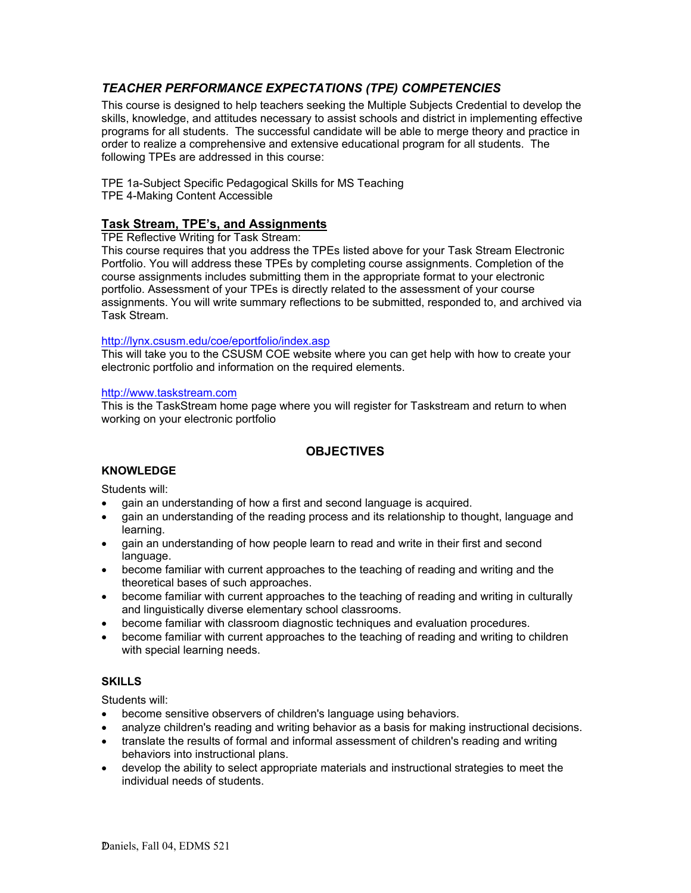## *TEACHER PERFORMANCE EXPECTATIONS (TPE) COMPETENCIES*

This course is designed to help teachers seeking the Multiple Subjects Credential to develop the skills, knowledge, and attitudes necessary to assist schools and district in implementing effective programs for all students. The successful candidate will be able to merge theory and practice in order to realize a comprehensive and extensive educational program for all students. The following TPEs are addressed in this course:

TPE 1a-Subject Specific Pedagogical Skills for MS Teaching
TPE 4-Making Content Accessible

### Task Stream, TPE's, and Assignments

TPE Reflective Writing for Task Stream:
This course requires that you address the TPEs listed above for your Task Stream Electronic Portfolio. You will address these TPEs by completing course assignments. Completion of the course assignments includes submitting them in the appropriate format to your electronic portfolio. Assessment of your TPEs is directly related to the assessment of your course assignments. You will write summary reflections to be submitted, responded to, and archived via Task Stream.

http://lynx.csusm.edu/coe/eportfolio/index.asp
This will take you to the CSUSM COE website where you can get help with how to create your electronic portfolio and information on the required elements.

http://www.taskstream.com
This is the TaskStream home page where you will register for Taskstream and return to when working on your electronic portfolio

## OBJECTIVES

### KNOWLEDGE

Students will:

- gain an understanding of how a first and second language is acquired.
- gain an understanding of the reading process and its relationship to thought, language and learning.
- gain an understanding of how people learn to read and write in their first and second language.
- become familiar with current approaches to the teaching of reading and writing and the theoretical bases of such approaches.
- become familiar with current approaches to the teaching of reading and writing in culturally and linguistically diverse elementary school classrooms.
- become familiar with classroom diagnostic techniques and evaluation procedures.
- become familiar with current approaches to the teaching of reading and writing to children with special learning needs.

### SKILLS

Students will:

- become sensitive observers of children's language using behaviors.
- analyze children's reading and writing behavior as a basis for making instructional decisions.
- translate the results of formal and informal assessment of children's reading and writing behaviors into instructional plans.
- develop the ability to select appropriate materials and instructional strategies to meet the individual needs of students.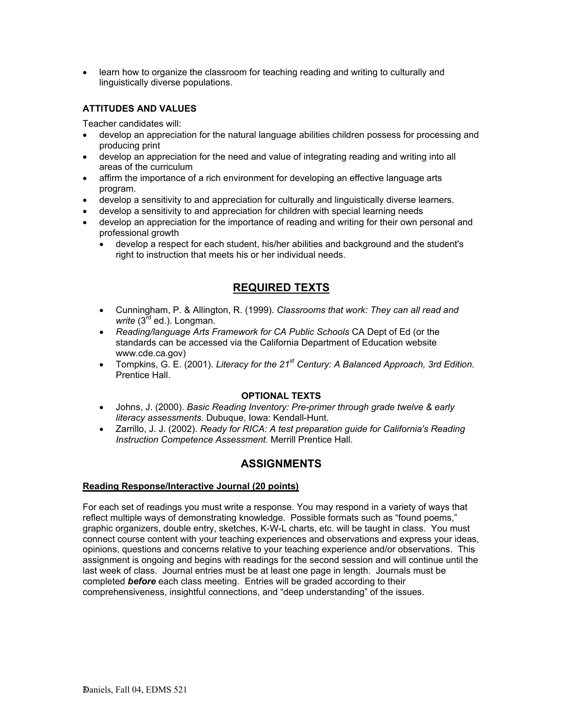- learn how to organize the classroom for teaching reading and writing to culturally and linguistically diverse populations.

### ATTITUDES AND VALUES

Teacher candidates will:

- develop an appreciation for the natural language abilities children possess for processing and producing print
- develop an appreciation for the need and value of integrating reading and writing into all areas of the curriculum
- affirm the importance of a rich environment for developing an effective language arts program.
- develop a sensitivity to and appreciation for culturally and linguistically diverse learners.
- develop a sensitivity to and appreciation for children with special learning needs
- develop an appreciation for the importance of reading and writing for their own personal and professional growth
  - develop a respect for each student, his/her abilities and background and the student's right to instruction that meets his or her individual needs.

## REQUIRED TEXTS

- Cunningham, P. & Allington, R. (1999). *Classrooms that work: They can all read and write* (3rd ed.). Longman.
- *Reading/language Arts Framework for CA Public Schools* CA Dept of Ed (or the standards can be accessed via the California Department of Education website www.cde.ca.gov)
- Tompkins, G. E. (2001). *Literacy for the 21st Century: A Balanced Approach, 3rd Edition.* Prentice Hall.

### OPTIONAL TEXTS

- Johns, J. (2000). *Basic Reading Inventory: Pre-primer through grade twelve & early literacy assessments.* Dubuque, Iowa: Kendall-Hunt.
- Zarrillo, J. J. (2002). *Ready for RICA: A test preparation guide for California's Reading Instruction Competence Assessment*. Merrill Prentice Hall.

## ASSIGNMENTS

**Reading Response/Interactive Journal (20 points)**

For each set of readings you must write a response. You may respond in a variety of ways that reflect multiple ways of demonstrating knowledge. Possible formats such as "found poems," graphic organizers, double entry, sketches, K-W-L charts, etc. will be taught in class. You must connect course content with your teaching experiences and observations and express your ideas, opinions, questions and concerns relative to your teaching experience and/or observations. This assignment is ongoing and begins with readings for the second session and will continue until the last week of class. Journal entries must be at least one page in length. Journals must be completed ***before*** each class meeting. Entries will be graded according to their comprehensiveness, insightful connections, and "deep understanding" of the issues.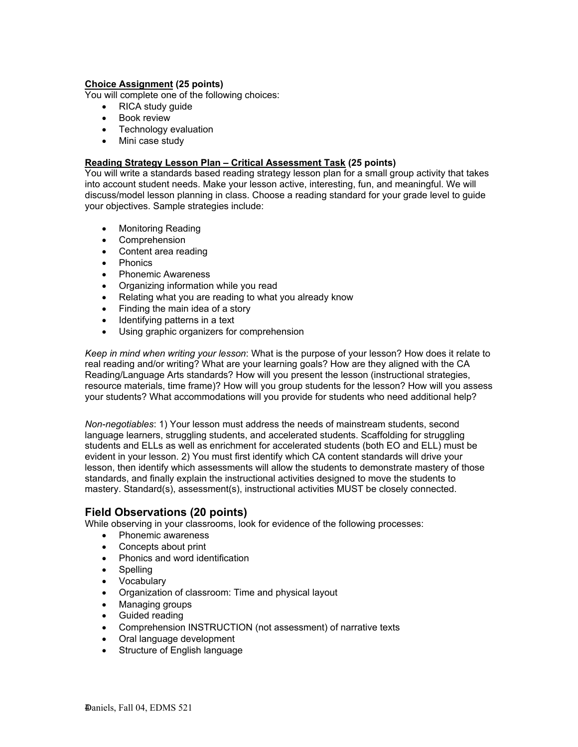**<u>Choice Assignment</u> (25 points)**

You will complete one of the following choices:

- RICA study guide
- Book review
- Technology evaluation
- Mini case study

**<u>Reading Strategy Lesson Plan – Critical Assessment Task</u> (25 points)**

You will write a standards based reading strategy lesson plan for a small group activity that takes into account student needs. Make your lesson active, interesting, fun, and meaningful. We will discuss/model lesson planning in class. Choose a reading standard for your grade level to guide your objectives. Sample strategies include:

- Monitoring Reading
- Comprehension
- Content area reading
- Phonics
- Phonemic Awareness
- Organizing information while you read
- Relating what you are reading to what you already know
- Finding the main idea of a story
- Identifying patterns in a text
- Using graphic organizers for comprehension

*Keep in mind when writing your lesson*: What is the purpose of your lesson? How does it relate to real reading and/or writing? What are your learning goals? How are they aligned with the CA Reading/Language Arts standards? How will you present the lesson (instructional strategies, resource materials, time frame)? How will you group students for the lesson? How will you assess your students? What accommodations will you provide for students who need additional help?

*Non-negotiables*: 1) Your lesson must address the needs of mainstream students, second language learners, struggling students, and accelerated students. Scaffolding for struggling students and ELLs as well as enrichment for accelerated students (both EO and ELL) must be evident in your lesson. 2) You must first identify which CA content standards will drive your lesson, then identify which assessments will allow the students to demonstrate mastery of those standards, and finally explain the instructional activities designed to move the students to mastery. Standard(s), assessment(s), instructional activities MUST be closely connected.

## Field Observations (20 points)

While observing in your classrooms, look for evidence of the following processes:

- Phonemic awareness
- Concepts about print
- Phonics and word identification
- Spelling
- Vocabulary
- Organization of classroom: Time and physical layout
- Managing groups
- Guided reading
- Comprehension INSTRUCTION (not assessment) of narrative texts
- Oral language development
- Structure of English language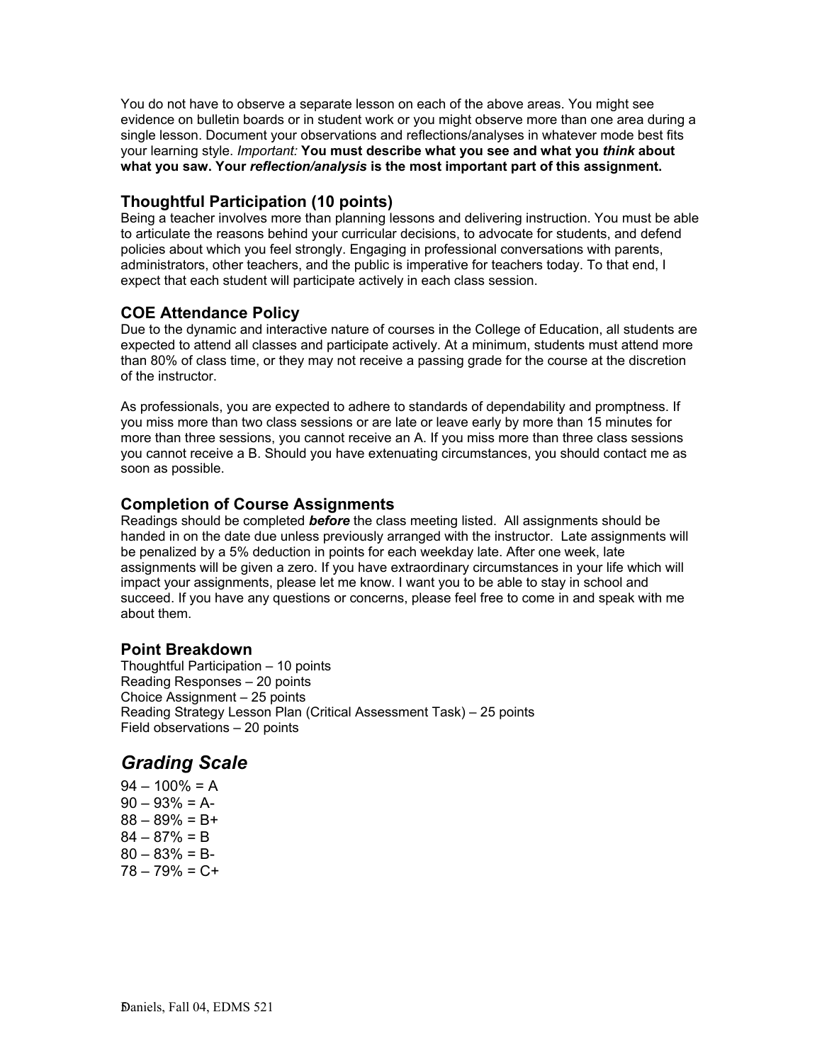You do not have to observe a separate lesson on each of the above areas. You might see evidence on bulletin boards or in student work or you might observe more than one area during a single lesson. Document your observations and reflections/analyses in whatever mode best fits your learning style. *Important:* **You must describe what you see and what you *think* about what you saw. Your *reflection/analysis* is the most important part of this assignment.**

### Thoughtful Participation (10 points)

Being a teacher involves more than planning lessons and delivering instruction. You must be able to articulate the reasons behind your curricular decisions, to advocate for students, and defend policies about which you feel strongly. Engaging in professional conversations with parents, administrators, other teachers, and the public is imperative for teachers today. To that end, I expect that each student will participate actively in each class session.

### COE Attendance Policy

Due to the dynamic and interactive nature of courses in the College of Education, all students are expected to attend all classes and participate actively. At a minimum, students must attend more than 80% of class time, or they may not receive a passing grade for the course at the discretion of the instructor.

As professionals, you are expected to adhere to standards of dependability and promptness. If you miss more than two class sessions or are late or leave early by more than 15 minutes for more than three sessions, you cannot receive an A. If you miss more than three class sessions you cannot receive a B. Should you have extenuating circumstances, you should contact me as soon as possible.

### Completion of Course Assignments

Readings should be completed ***before*** the class meeting listed. All assignments should be handed in on the date due unless previously arranged with the instructor. Late assignments will be penalized by a 5% deduction in points for each weekday late. After one week, late assignments will be given a zero. If you have extraordinary circumstances in your life which will impact your assignments, please let me know. I want you to be able to stay in school and succeed. If you have any questions or concerns, please feel free to come in and speak with me about them.

### Point Breakdown

Thoughtful Participation – 10 points
Reading Responses – 20 points
Choice Assignment – 25 points
Reading Strategy Lesson Plan (Critical Assessment Task) – 25 points
Field observations – 20 points

## *Grading Scale*

94 – 100% = A
90 – 93% = A-
88 – 89% = B+
84 – 87% = B
80 – 83% = B-
78 – 79% = C+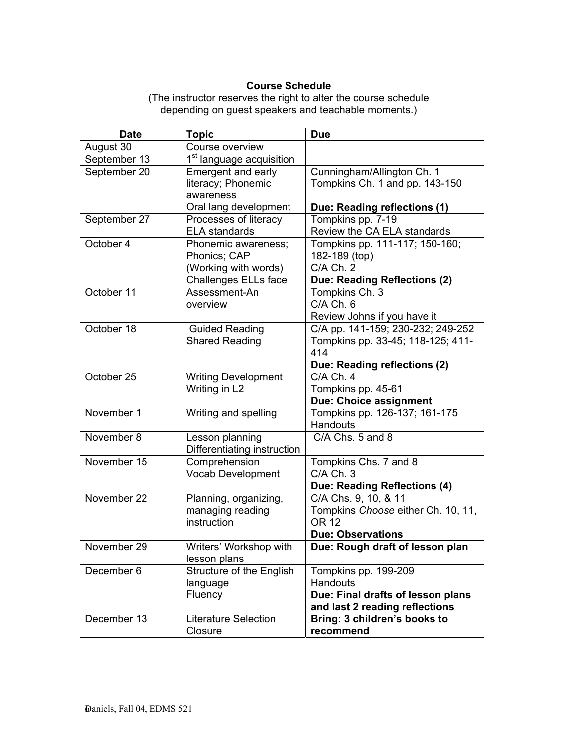**Course Schedule**

(The instructor reserves the right to alter the course schedule depending on guest speakers and teachable moments.)

| Date | Topic | Due |
|---|---|---|
| August 30 | Course overview | |
| September 13 | 1st language acquisition | |
| September 20 | Emergent and early literacy; Phonemic awareness<br>Oral lang development | Cunningham/Allington Ch. 1<br>Tompkins Ch. 1 and pp. 143-150<br>**Due: Reading reflections (1)** |
| September 27 | Processes of literacy<br>ELA standards | Tompkins pp. 7-19<br>Review the CA ELA standards |
| October 4 | Phonemic awareness; Phonics; CAP (Working with words)<br>Challenges ELLs face | Tompkins pp. 111-117; 150-160; 182-189 (top)<br>C/A Ch. 2<br>**Due: Reading Reflections (2)** |
| October 11 | Assessment-An overview | Tompkins Ch. 3<br>C/A Ch. 6<br>Review Johns if you have it |
| October 18 | Guided Reading<br>Shared Reading | C/A pp. 141-159; 230-232; 249-252<br>Tompkins pp. 33-45; 118-125; 411-414<br>**Due: Reading reflections (2)** |
| October 25 | Writing Development<br>Writing in L2 | C/A Ch. 4<br>Tompkins pp. 45-61<br>**Due: Choice assignment** |
| November 1 | Writing and spelling | Tompkins pp. 126-137; 161-175<br>Handouts |
| November 8 | Lesson planning<br>Differentiating instruction | C/A Chs. 5 and 8 |
| November 15 | Comprehension<br>Vocab Development | Tompkins Chs. 7 and 8<br>C/A Ch. 3<br>**Due: Reading Reflections (4)** |
| November 22 | Planning, organizing, managing reading instruction | C/A Chs. 9, 10, & 11<br>Tompkins *Choose* either Ch. 10, 11, OR 12<br>**Due: Observations** |
| November 29 | Writers' Workshop with lesson plans | **Due: Rough draft of lesson plan** |
| December 6 | Structure of the English language<br>Fluency | Tompkins pp. 199-209<br>Handouts<br>**Due: Final drafts of lesson plans and last 2 reading reflections** |
| December 13 | Literature Selection<br>Closure | **Bring: 3 children's books to recommend** |